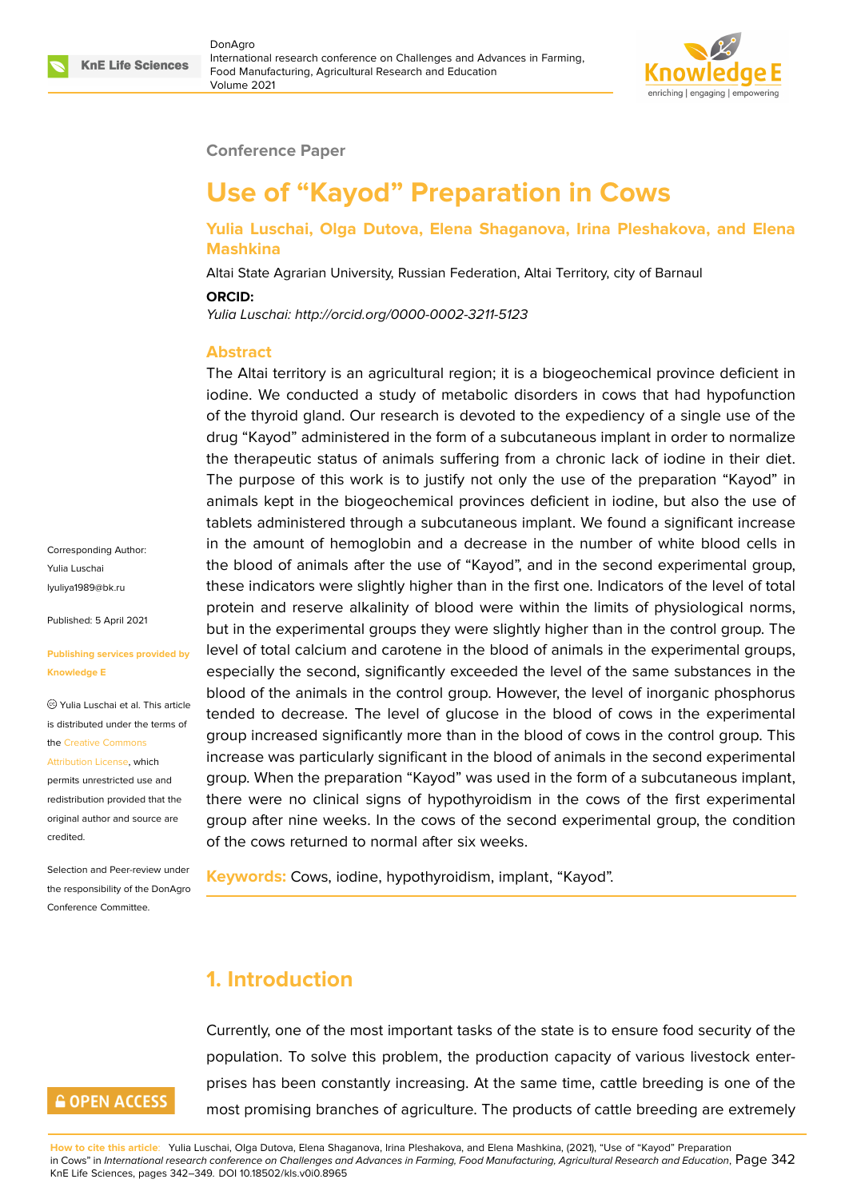Conference Paper

# Use of "Kayod" Preparation in Cows

**Yulia Luschai, Olga Dutova, Elena Shaganova, Irina Pleshakova, and Elena Mashkina**

Altai State Agrarian University, Russian Federation, Altai Territory, city of Barnaul

**ORCID:**

*Yulia Luschai: http://orcid.org/0000-0002-3211-5123*

Corresponding Author:
Yulia Luschai
lyuliya1989@bk.ru

Published: 5 April 2021

**Publishing services provided by Knowledge E**

© Yulia Luschai et al. This article is distributed under the terms of the Creative Commons Attribution License, which permits unrestricted use and redistribution provided that the original author and source are credited.

Selection and Peer-review under the responsibility of the DonAgro Conference Committee.

## Abstract

The Altai territory is an agricultural region; it is a biogeochemical province deficient in iodine. We conducted a study of metabolic disorders in cows that had hypofunction of the thyroid gland. Our research is devoted to the expediency of a single use of the drug "Kayod" administered in the form of a subcutaneous implant in order to normalize the therapeutic status of animals suffering from a chronic lack of iodine in their diet. The purpose of this work is to justify not only the use of the preparation "Kayod" in animals kept in the biogeochemical provinces deficient in iodine, but also the use of tablets administered through a subcutaneous implant. We found a significant increase in the amount of hemoglobin and a decrease in the number of white blood cells in the blood of animals after the use of "Kayod", and in the second experimental group, these indicators were slightly higher than in the first one. Indicators of the level of total protein and reserve alkalinity of blood were within the limits of physiological norms, but in the experimental groups they were slightly higher than in the control group. The level of total calcium and carotene in the blood of animals in the experimental groups, especially the second, significantly exceeded the level of the same substances in the blood of the animals in the control group. However, the level of inorganic phosphorus tended to decrease. The level of glucose in the blood of cows in the experimental group increased significantly more than in the blood of cows in the control group. This increase was particularly significant in the blood of animals in the second experimental group. When the preparation "Kayod" was used in the form of a subcutaneous implant, there were no clinical signs of hypothyroidism in the cows of the first experimental group after nine weeks. In the cows of the second experimental group, the condition of the cows returned to normal after six weeks.

**Keywords:** Cows, iodine, hypothyroidism, implant, "Kayod".

## 1. Introduction

Currently, one of the most important tasks of the state is to ensure food security of the population. To solve this problem, the production capacity of various livestock enterprises has been constantly increasing. At the same time, cattle breeding is one of the most promising branches of agriculture. The products of cattle breeding are extremely

**How to cite this article**: Yulia Luschai, Olga Dutova, Elena Shaganova, Irina Pleshakova, and Elena Mashkina, (2021), "Use of "Kayod" Preparation in Cows" in *International research conference on Challenges and Advances in Farming, Food Manufacturing, Agricultural Research and Education*, KnE Life Sciences, pages 342–349. DOI 10.18502/kls.v0i0.8965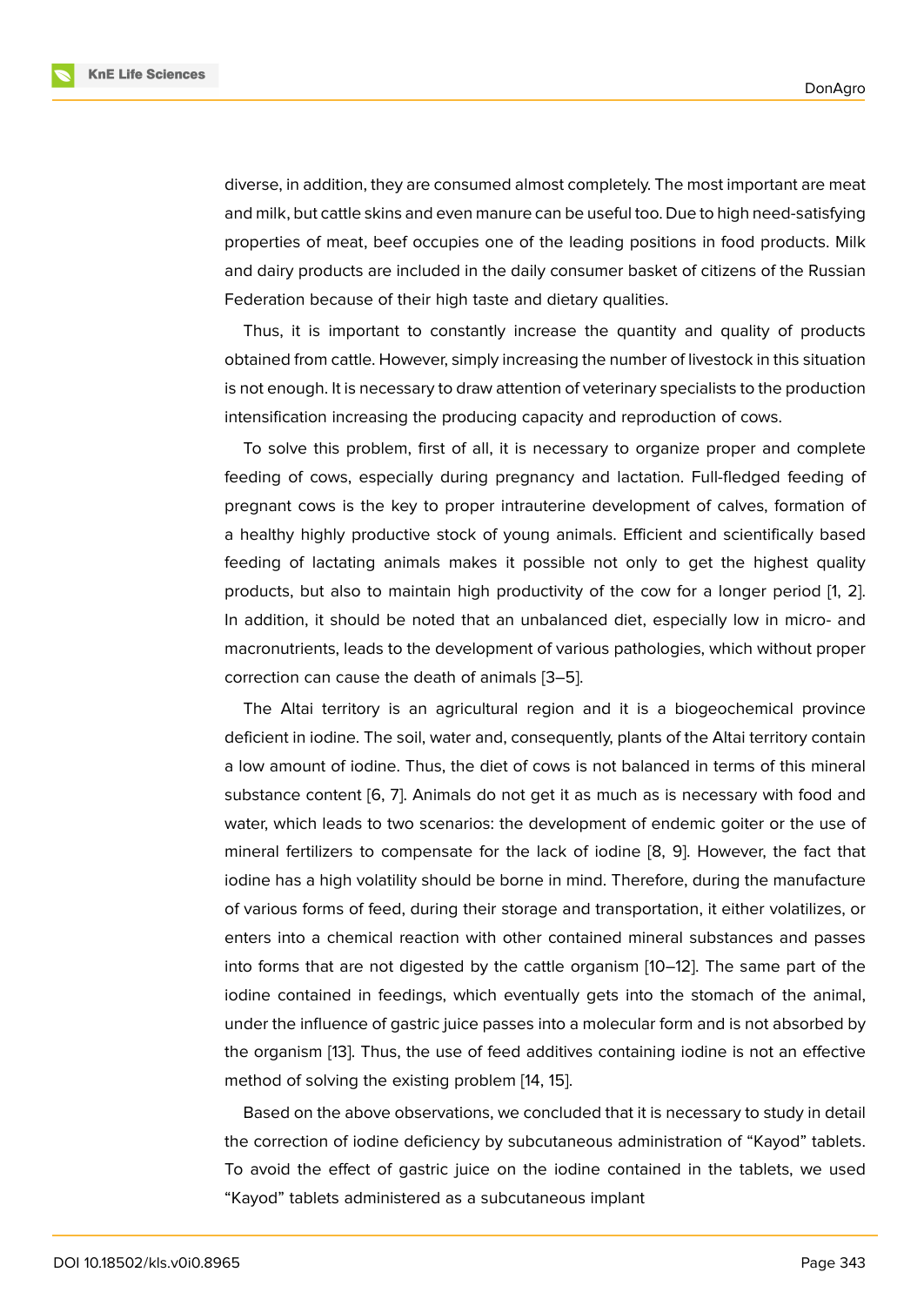diverse, in addition, they are consumed almost completely. The most important are meat and milk, but cattle skins and even manure can be useful too. Due to high need-satisfying properties of meat, beef occupies one of the leading positions in food products. Milk and dairy products are included in the daily consumer basket of citizens of the Russian Federation because of their high taste and dietary qualities.

Thus, it is important to constantly increase the quantity and quality of products obtained from cattle. However, simply increasing the number of livestock in this situation is not enough. It is necessary to draw attention of veterinary specialists to the production intensification increasing the producing capacity and reproduction of cows.

To solve this problem, first of all, it is necessary to organize proper and complete feeding of cows, especially during pregnancy and lactation. Full-fledged feeding of pregnant cows is the key to proper intrauterine development of calves, formation of a healthy highly productive stock of young animals. Efficient and scientifically based feeding of lactating animals makes it possible not only to get the highest quality products, but also to maintain high productivity of the cow for a longer period [1, 2]. In addition, it should be noted that an unbalanced diet, especially low in micro- and macronutrients, leads to the development of various pathologies, which without proper correction can cause the death of animals [3–5].

The Altai territory is an agricultural region and it is a biogeochemical province deficient in iodine. The soil, water and, consequently, plants of the Altai territory contain a low amount of iodine. Thus, the diet of cows is not balanced in terms of this mineral substance content [6, 7]. Animals do not get it as much as is necessary with food and water, which leads to two scenarios: the development of endemic goiter or the use of mineral fertilizers to compensate for the lack of iodine [8, 9]. However, the fact that iodine has a high volatility should be borne in mind. Therefore, during the manufacture of various forms of feed, during their storage and transportation, it either volatilizes, or enters into a chemical reaction with other contained mineral substances and passes into forms that are not digested by the cattle organism [10–12]. The same part of the iodine contained in feedings, which eventually gets into the stomach of the animal, under the influence of gastric juice passes into a molecular form and is not absorbed by the organism [13]. Thus, the use of feed additives containing iodine is not an effective method of solving the existing problem [14, 15].

Based on the above observations, we concluded that it is necessary to study in detail the correction of iodine deficiency by subcutaneous administration of "Kayod" tablets. To avoid the effect of gastric juice on the iodine contained in the tablets, we used "Kayod" tablets administered as a subcutaneous implant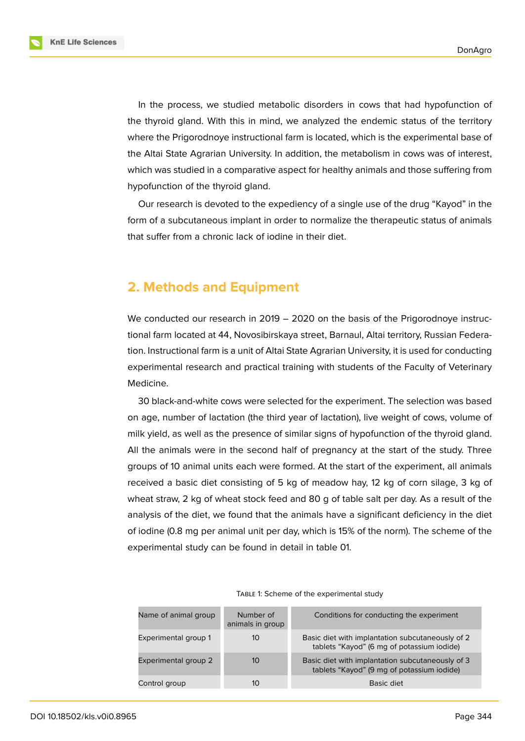In the process, we studied metabolic disorders in cows that had hypofunction of the thyroid gland. With this in mind, we analyzed the endemic status of the territory where the Prigorodnoye instructional farm is located, which is the experimental base of the Altai State Agrarian University. In addition, the metabolism in cows was of interest, which was studied in a comparative aspect for healthy animals and those suffering from hypofunction of the thyroid gland.

Our research is devoted to the expediency of a single use of the drug “Kayod” in the form of a subcutaneous implant in order to normalize the therapeutic status of animals that suffer from a chronic lack of iodine in their diet.

## 2. Methods and Equipment

We conducted our research in 2019 – 2020 on the basis of the Prigorodnoye instructional farm located at 44, Novosibirskaya street, Barnaul, Altai territory, Russian Federation. Instructional farm is a unit of Altai State Agrarian University, it is used for conducting experimental research and practical training with students of the Faculty of Veterinary Medicine.

30 black-and-white cows were selected for the experiment. The selection was based on age, number of lactation (the third year of lactation), live weight of cows, volume of milk yield, as well as the presence of similar signs of hypofunction of the thyroid gland. All the animals were in the second half of pregnancy at the start of the study. Three groups of 10 animal units each were formed. At the start of the experiment, all animals received a basic diet consisting of 5 kg of meadow hay, 12 kg of corn silage, 3 kg of wheat straw, 2 kg of wheat stock feed and 80 g of table salt per day. As a result of the analysis of the diet, we found that the animals have a significant deficiency in the diet of iodine (0.8 mg per animal unit per day, which is 15% of the norm). The scheme of the experimental study can be found in detail in table 01.

Table 1: Scheme of the experimental study

| Name of animal group | Number of animals in group | Conditions for conducting the experiment |
|---|---|---|
| Experimental group 1 | 10 | Basic diet with implantation subcutaneously of 2 tablets “Kayod” (6 mg of potassium iodide) |
| Experimental group 2 | 10 | Basic diet with implantation subcutaneously of 3 tablets “Kayod” (9 mg of potassium iodide) |
| Control group | 10 | Basic diet |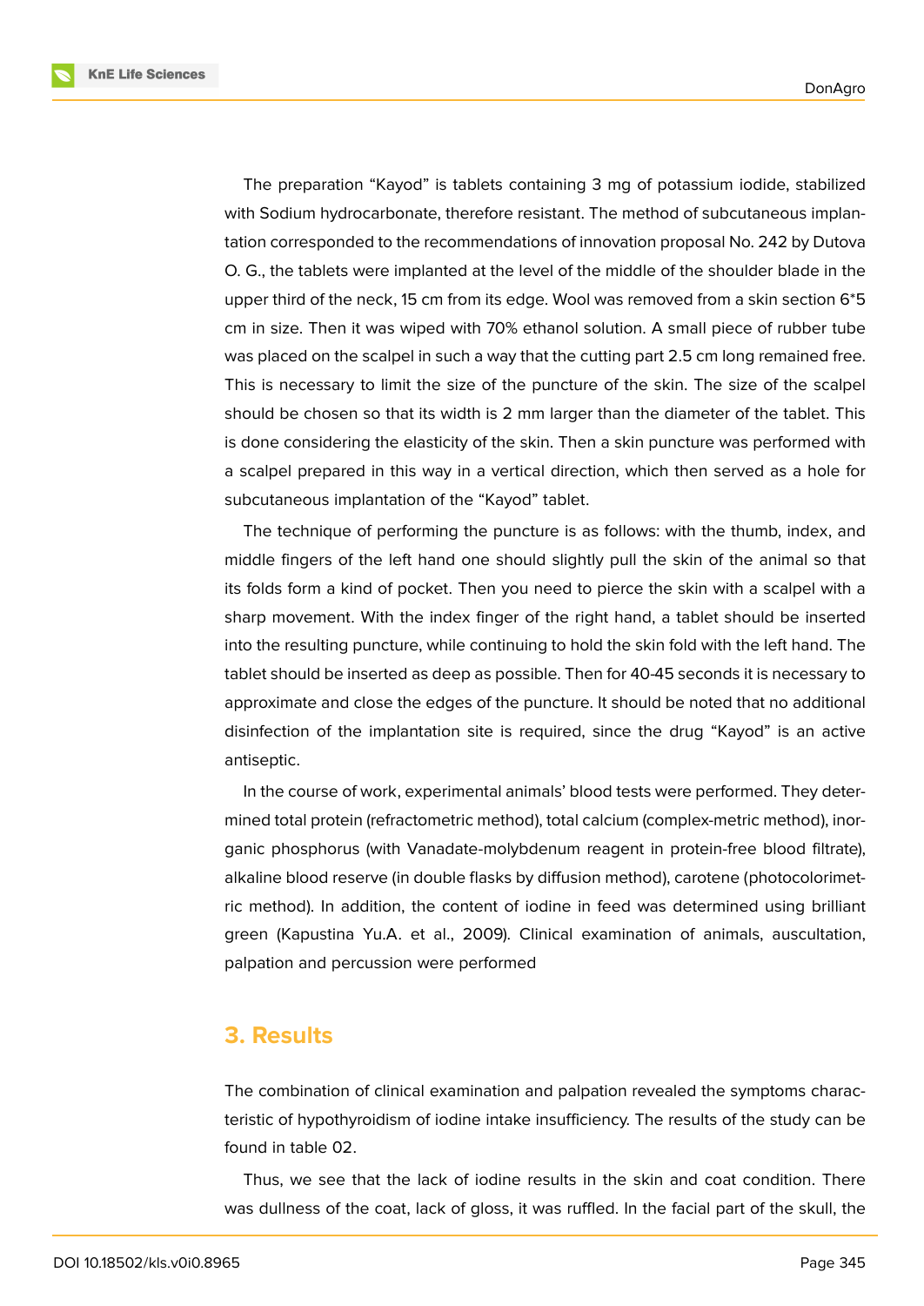The preparation “Kayod” is tablets containing 3 mg of potassium iodide, stabilized with Sodium hydrocarbonate, therefore resistant. The method of subcutaneous implantation corresponded to the recommendations of innovation proposal No. 242 by Dutova O. G., the tablets were implanted at the level of the middle of the shoulder blade in the upper third of the neck, 15 cm from its edge. Wool was removed from a skin section 6*5 cm in size. Then it was wiped with 70% ethanol solution. A small piece of rubber tube was placed on the scalpel in such a way that the cutting part 2.5 cm long remained free. This is necessary to limit the size of the puncture of the skin. The size of the scalpel should be chosen so that its width is 2 mm larger than the diameter of the tablet. This is done considering the elasticity of the skin. Then a skin puncture was performed with a scalpel prepared in this way in a vertical direction, which then served as a hole for subcutaneous implantation of the “Kayod” tablet.

The technique of performing the puncture is as follows: with the thumb, index, and middle fingers of the left hand one should slightly pull the skin of the animal so that its folds form a kind of pocket. Then you need to pierce the skin with a scalpel with a sharp movement. With the index finger of the right hand, a tablet should be inserted into the resulting puncture, while continuing to hold the skin fold with the left hand. The tablet should be inserted as deep as possible. Then for 40-45 seconds it is necessary to approximate and close the edges of the puncture. It should be noted that no additional disinfection of the implantation site is required, since the drug “Kayod” is an active antiseptic.

In the course of work, experimental animals’ blood tests were performed. They determined total protein (refractometric method), total calcium (complex-metric method), inorganic phosphorus (with Vanadate-molybdenum reagent in protein-free blood filtrate), alkaline blood reserve (in double flasks by diffusion method), carotene (photocolorimetric method). In addition, the content of iodine in feed was determined using brilliant green (Kapustina Yu.A. et al., 2009). Clinical examination of animals, auscultation, palpation and percussion were performed

## 3. Results

The combination of clinical examination and palpation revealed the symptoms characteristic of hypothyroidism of iodine intake insufficiency. The results of the study can be found in table 02.

Thus, we see that the lack of iodine results in the skin and coat condition. There was dullness of the coat, lack of gloss, it was ruffled. In the facial part of the skull, the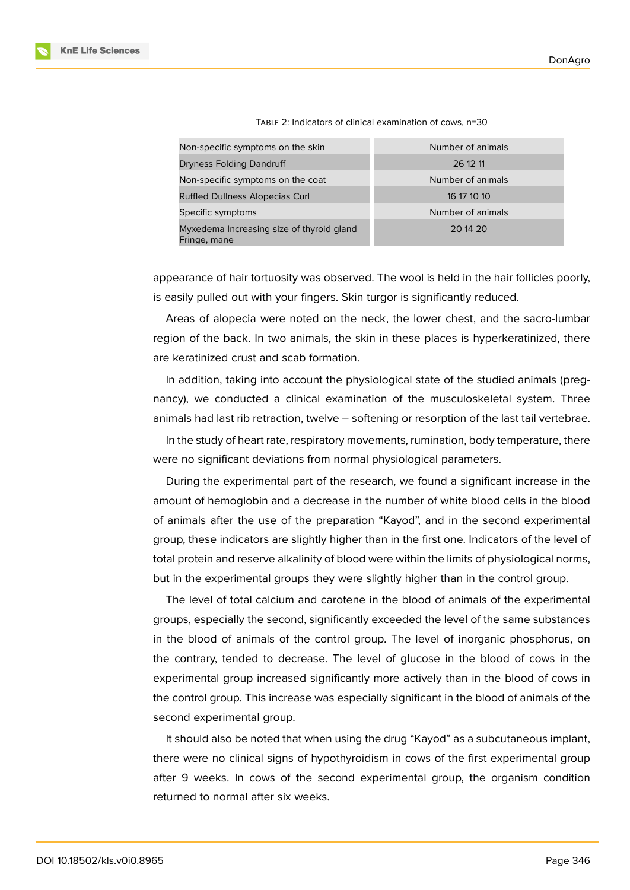Table 2: Indicators of clinical examination of cows, n=30

| Non-specific symptoms on the skin | Number of animals |
|---|---|
| Dryness Folding Dandruff | 26 12 11 |
| Non-specific symptoms on the coat | Number of animals |
| Ruffled Dullness Alopecias Curl | 16 17 10 10 |
| Specific symptoms | Number of animals |
| Myxedema Increasing size of thyroid gland Fringe, mane | 20 14 20 |

appearance of hair tortuosity was observed. The wool is held in the hair follicles poorly, is easily pulled out with your fingers. Skin turgor is significantly reduced.

Areas of alopecia were noted on the neck, the lower chest, and the sacro-lumbar region of the back. In two animals, the skin in these places is hyperkeratinized, there are keratinized crust and scab formation.

In addition, taking into account the physiological state of the studied animals (pregnancy), we conducted a clinical examination of the musculoskeletal system. Three animals had last rib retraction, twelve – softening or resorption of the last tail vertebrae.

In the study of heart rate, respiratory movements, rumination, body temperature, there were no significant deviations from normal physiological parameters.

During the experimental part of the research, we found a significant increase in the amount of hemoglobin and a decrease in the number of white blood cells in the blood of animals after the use of the preparation "Kayod", and in the second experimental group, these indicators are slightly higher than in the first one. Indicators of the level of total protein and reserve alkalinity of blood were within the limits of physiological norms, but in the experimental groups they were slightly higher than in the control group.

The level of total calcium and carotene in the blood of animals of the experimental groups, especially the second, significantly exceeded the level of the same substances in the blood of animals of the control group. The level of inorganic phosphorus, on the contrary, tended to decrease. The level of glucose in the blood of cows in the experimental group increased significantly more actively than in the blood of cows in the control group. This increase was especially significant in the blood of animals of the second experimental group.

It should also be noted that when using the drug "Kayod" as a subcutaneous implant, there were no clinical signs of hypothyroidism in cows of the first experimental group after 9 weeks. In cows of the second experimental group, the organism condition returned to normal after six weeks.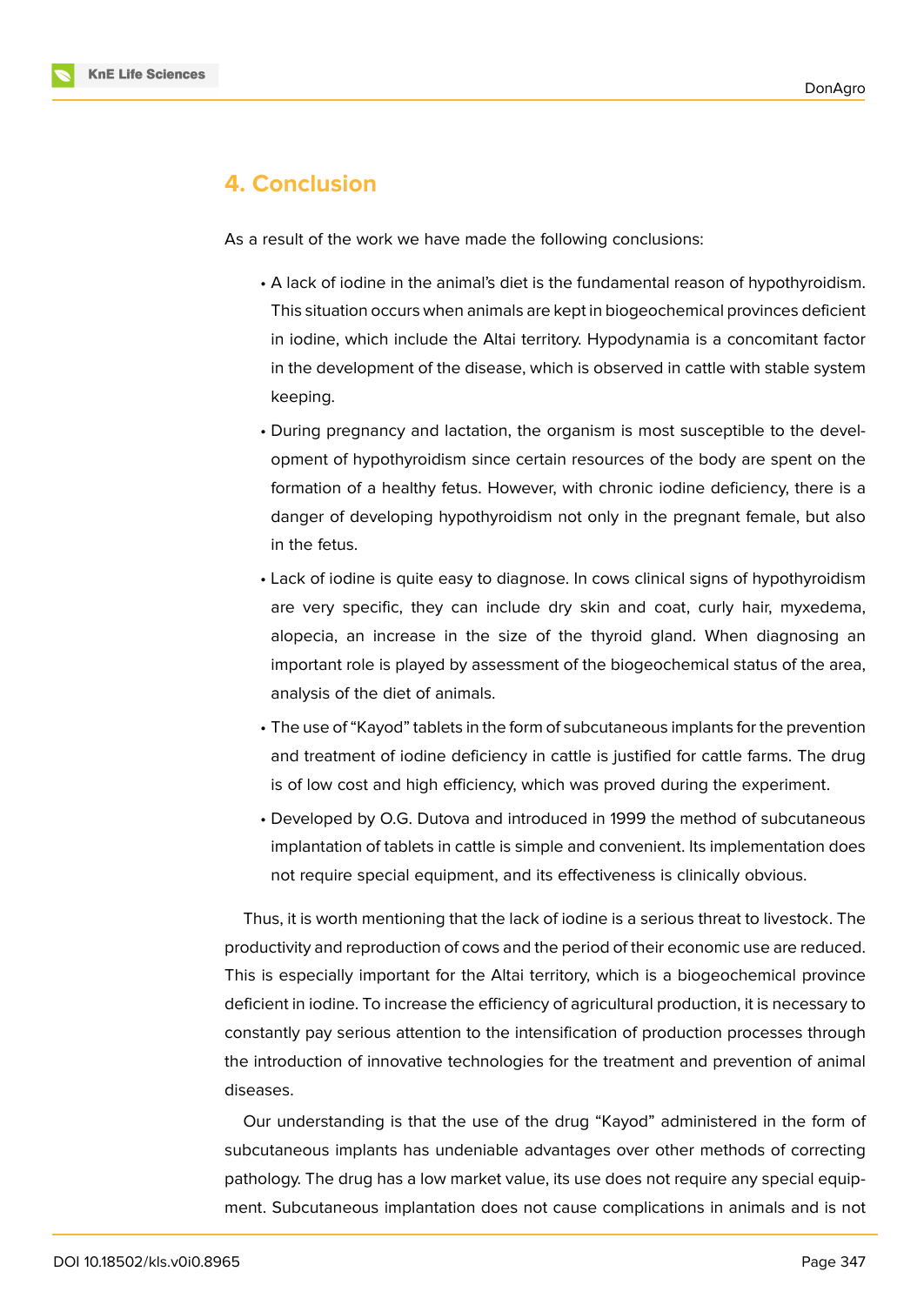## 4. Conclusion

As a result of the work we have made the following conclusions:

- A lack of iodine in the animal's diet is the fundamental reason of hypothyroidism. This situation occurs when animals are kept in biogeochemical provinces deficient in iodine, which include the Altai territory. Hypodynamia is a concomitant factor in the development of the disease, which is observed in cattle with stable system keeping.
- During pregnancy and lactation, the organism is most susceptible to the development of hypothyroidism since certain resources of the body are spent on the formation of a healthy fetus. However, with chronic iodine deficiency, there is a danger of developing hypothyroidism not only in the pregnant female, but also in the fetus.
- Lack of iodine is quite easy to diagnose. In cows clinical signs of hypothyroidism are very specific, they can include dry skin and coat, curly hair, myxedema, alopecia, an increase in the size of the thyroid gland. When diagnosing an important role is played by assessment of the biogeochemical status of the area, analysis of the diet of animals.
- The use of "Kayod" tablets in the form of subcutaneous implants for the prevention and treatment of iodine deficiency in cattle is justified for cattle farms. The drug is of low cost and high efficiency, which was proved during the experiment.
- Developed by O.G. Dutova and introduced in 1999 the method of subcutaneous implantation of tablets in cattle is simple and convenient. Its implementation does not require special equipment, and its effectiveness is clinically obvious.

Thus, it is worth mentioning that the lack of iodine is a serious threat to livestock. The productivity and reproduction of cows and the period of their economic use are reduced. This is especially important for the Altai territory, which is a biogeochemical province deficient in iodine. To increase the efficiency of agricultural production, it is necessary to constantly pay serious attention to the intensification of production processes through the introduction of innovative technologies for the treatment and prevention of animal diseases.

Our understanding is that the use of the drug "Kayod" administered in the form of subcutaneous implants has undeniable advantages over other methods of correcting pathology. The drug has a low market value, its use does not require any special equipment. Subcutaneous implantation does not cause complications in animals and is not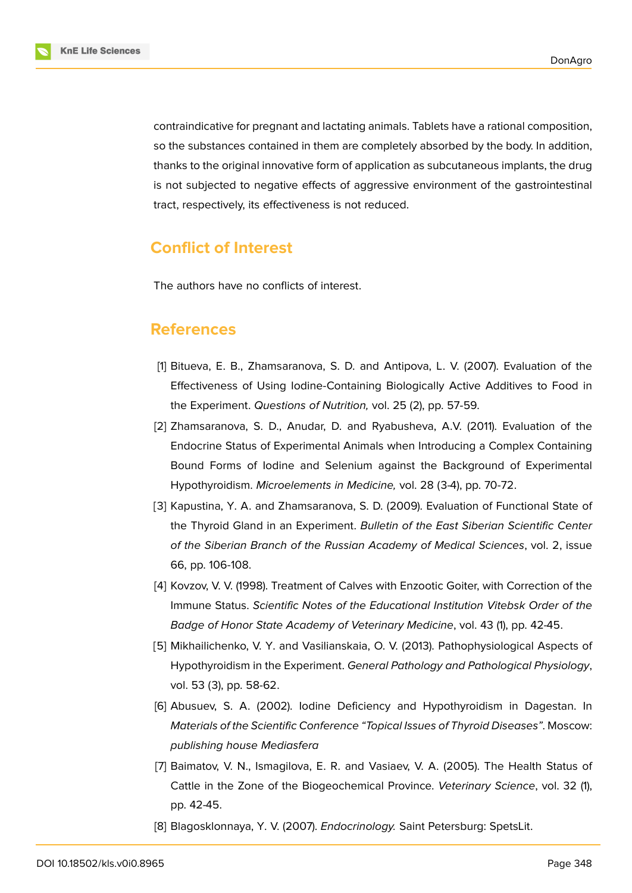contraindicative for pregnant and lactating animals. Tablets have a rational composition, so the substances contained in them are completely absorbed by the body. In addition, thanks to the original innovative form of application as subcutaneous implants, the drug is not subjected to negative effects of aggressive environment of the gastrointestinal tract, respectively, its effectiveness is not reduced.

## Conflict of Interest

The authors have no conflicts of interest.

## References

[1] Bitueva, E. B., Zhamsaranova, S. D. and Antipova, L. V. (2007). Evaluation of the Effectiveness of Using Iodine-Containing Biologically Active Additives to Food in the Experiment. *Questions of Nutrition,* vol. 25 (2), pp. 57-59.

[2] Zhamsaranova, S. D., Anudar, D. and Ryabusheva, A.V. (2011). Evaluation of the Endocrine Status of Experimental Animals when Introducing a Complex Containing Bound Forms of Iodine and Selenium against the Background of Experimental Hypothyroidism. *Microelements in Medicine,* vol. 28 (3-4), pp. 70-72.

[3] Kapustina, Y. A. and Zhamsaranova, S. D. (2009). Evaluation of Functional State of the Thyroid Gland in an Experiment. *Bulletin of the East Siberian Scientific Center of the Siberian Branch of the Russian Academy of Medical Sciences*, vol. 2, issue 66, pp. 106-108.

[4] Kovzov, V. V. (1998). Treatment of Calves with Enzootic Goiter, with Correction of the Immune Status. *Scientific Notes of the Educational Institution Vitebsk Order of the Badge of Honor State Academy of Veterinary Medicine*, vol. 43 (1), pp. 42-45.

[5] Mikhailichenko, V. Y. and Vasilianskaia, O. V. (2013). Pathophysiological Aspects of Hypothyroidism in the Experiment. *General Pathology and Pathological Physiology*, vol. 53 (3), pp. 58-62.

[6] Abusuev, S. A. (2002). Iodine Deficiency and Hypothyroidism in Dagestan. In *Materials of the Scientific Conference "Topical Issues of Thyroid Diseases"*. Moscow: *publishing house Mediasfera*

[7] Baimatov, V. N., Ismagilova, E. R. and Vasiaev, V. A. (2005). The Health Status of Cattle in the Zone of the Biogeochemical Province. *Veterinary Science*, vol. 32 (1), pp. 42-45.

[8] Blagosklonnaya, Y. V. (2007). *Endocrinology.* Saint Petersburg: SpetsLit.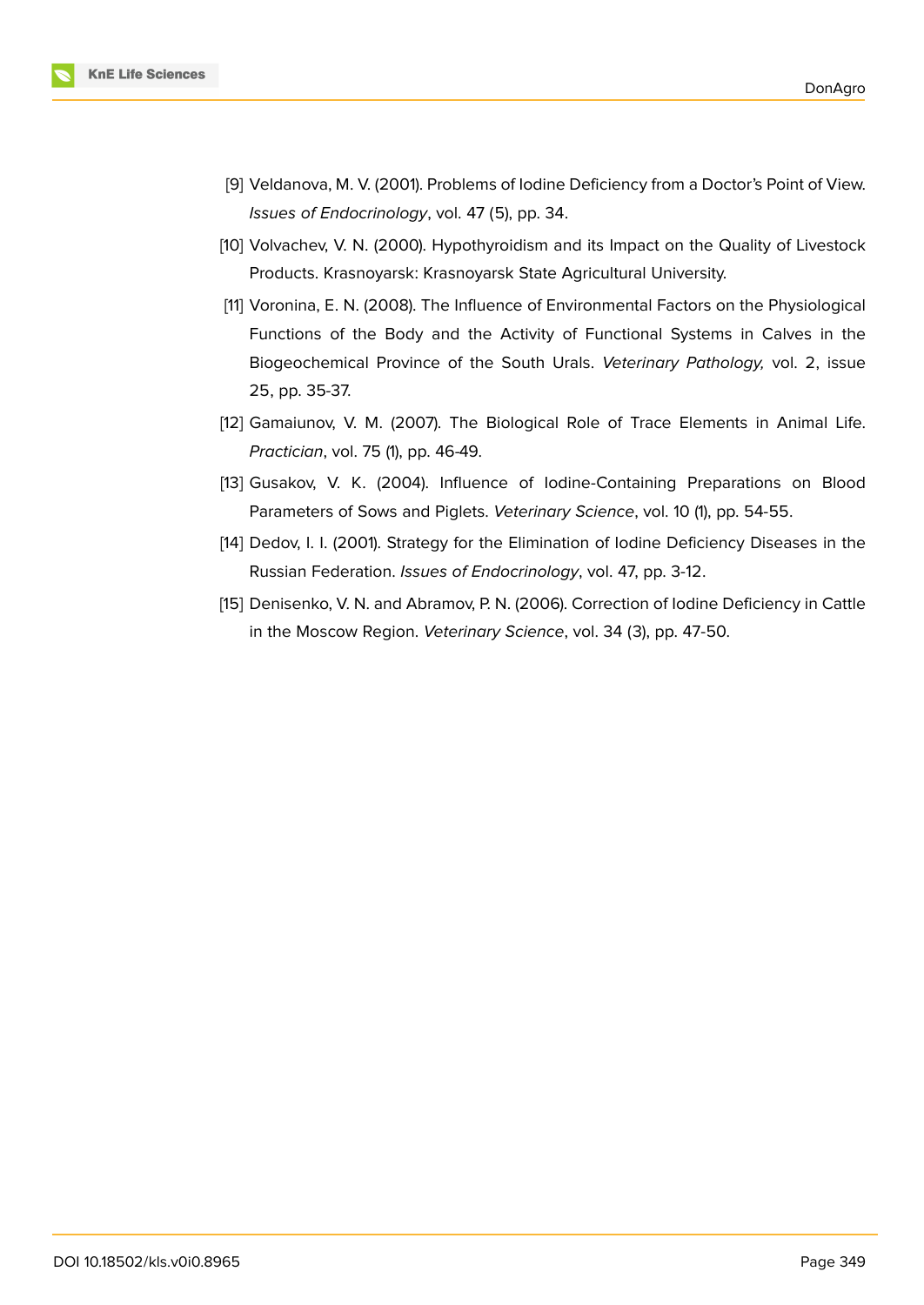[9] Veldanova, M. V. (2001). Problems of Iodine Deficiency from a Doctor's Point of View. *Issues of Endocrinology*, vol. 47 (5), pp. 34.

[10] Volvachev, V. N. (2000). Hypothyroidism and its Impact on the Quality of Livestock Products. Krasnoyarsk: Krasnoyarsk State Agricultural University.

[11] Voronina, E. N. (2008). The Influence of Environmental Factors on the Physiological Functions of the Body and the Activity of Functional Systems in Calves in the Biogeochemical Province of the South Urals. *Veterinary Pathology,* vol. 2, issue 25, pp. 35-37.

[12] Gamaiunov, V. M. (2007). The Biological Role of Trace Elements in Animal Life. *Practician*, vol. 75 (1), pp. 46-49.

[13] Gusakov, V. K. (2004). Influence of Iodine-Containing Preparations on Blood Parameters of Sows and Piglets. *Veterinary Science*, vol. 10 (1), pp. 54-55.

[14] Dedov, I. I. (2001). Strategy for the Elimination of Iodine Deficiency Diseases in the Russian Federation. *Issues of Endocrinology*, vol. 47, pp. 3-12.

[15] Denisenko, V. N. and Abramov, P. N. (2006). Correction of Iodine Deficiency in Cattle in the Moscow Region. *Veterinary Science*, vol. 34 (3), pp. 47-50.